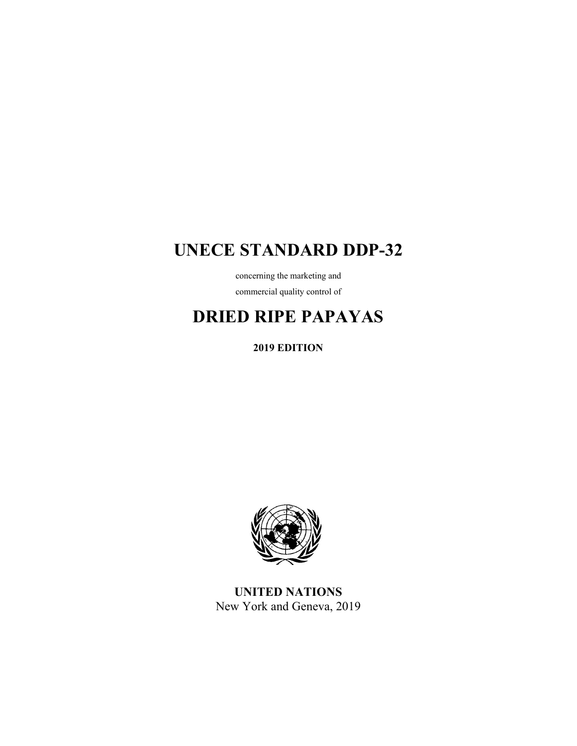# UNECE STANDARD DDP-32

concerning the marketing and

commercial quality control of

# DRIED RIPE PAPAYAS

**2019 EDITION**

**UNITED NATIONS**

New York and Geneva, 2019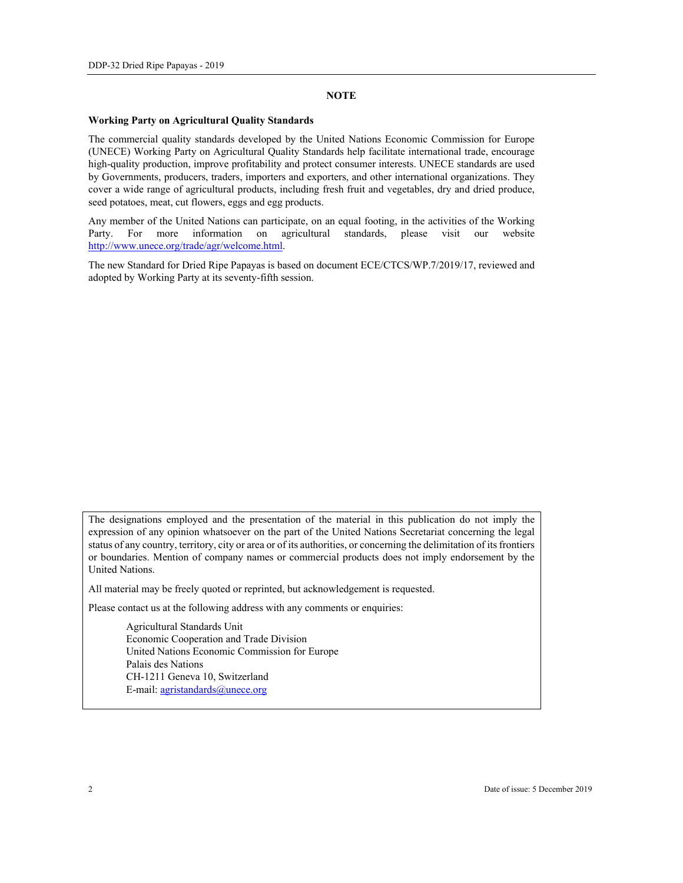## NOTE

**Working Party on Agricultural Quality Standards**

The commercial quality standards developed by the United Nations Economic Commission for Europe (UNECE) Working Party on Agricultural Quality Standards help facilitate international trade, encourage high-quality production, improve profitability and protect consumer interests. UNECE standards are used by Governments, producers, traders, importers and exporters, and other international organizations. They cover a wide range of agricultural products, including fresh fruit and vegetables, dry and dried produce, seed potatoes, meat, cut flowers, eggs and egg products.

Any member of the United Nations can participate, on an equal footing, in the activities of the Working Party. For more information on agricultural standards, please visit our website http://www.unece.org/trade/agr/welcome.html.

The new Standard for Dried Ripe Papayas is based on document ECE/CTCS/WP.7/2019/17, reviewed and adopted by Working Party at its seventy-fifth session.

The designations employed and the presentation of the material in this publication do not imply the expression of any opinion whatsoever on the part of the United Nations Secretariat concerning the legal status of any country, territory, city or area or of its authorities, or concerning the delimitation of its frontiers or boundaries. Mention of company names or commercial products does not imply endorsement by the United Nations.

All material may be freely quoted or reprinted, but acknowledgement is requested.

Please contact us at the following address with any comments or enquiries:

Agricultural Standards Unit
Economic Cooperation and Trade Division
United Nations Economic Commission for Europe
Palais des Nations
CH-1211 Geneva 10, Switzerland
E-mail: agristandards@unece.org

Date of issue: 5 December 2019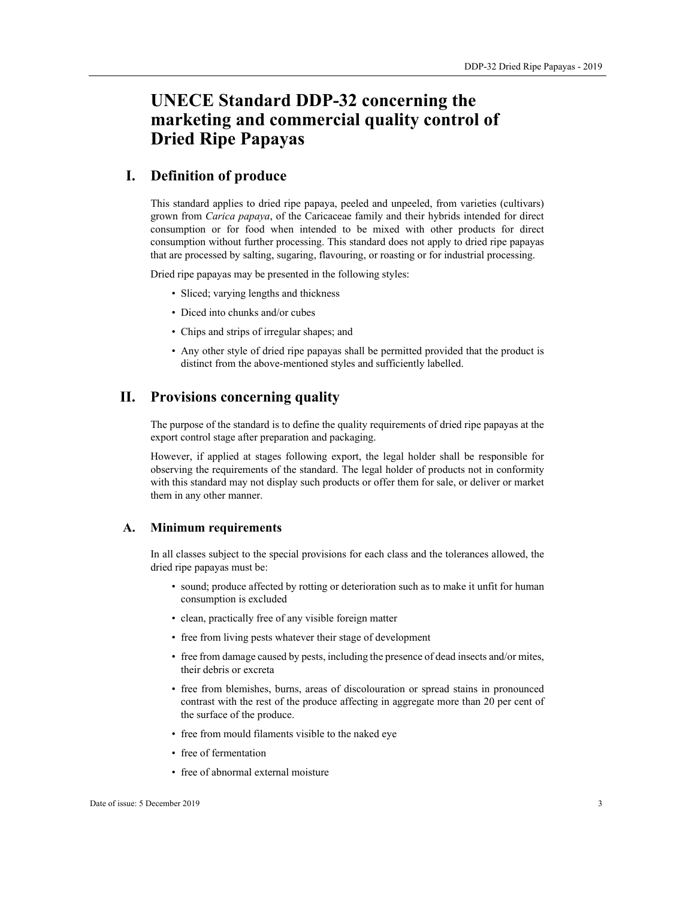# UNECE Standard DDP-32 concerning the marketing and commercial quality control of Dried Ripe Papayas

## I. Definition of produce

This standard applies to dried ripe papaya, peeled and unpeeled, from varieties (cultivars) grown from *Carica papaya*, of the Caricaceae family and their hybrids intended for direct consumption or for food when intended to be mixed with other products for direct consumption without further processing. This standard does not apply to dried ripe papayas that are processed by salting, sugaring, flavouring, or roasting or for industrial processing.

Dried ripe papayas may be presented in the following styles:

- Sliced; varying lengths and thickness
- Diced into chunks and/or cubes
- Chips and strips of irregular shapes; and
- Any other style of dried ripe papayas shall be permitted provided that the product is distinct from the above-mentioned styles and sufficiently labelled.

## II. Provisions concerning quality

The purpose of the standard is to define the quality requirements of dried ripe papayas at the export control stage after preparation and packaging.

However, if applied at stages following export, the legal holder shall be responsible for observing the requirements of the standard. The legal holder of products not in conformity with this standard may not display such products or offer them for sale, or deliver or market them in any other manner.

### A. Minimum requirements

In all classes subject to the special provisions for each class and the tolerances allowed, the dried ripe papayas must be:

- sound; produce affected by rotting or deterioration such as to make it unfit for human consumption is excluded
- clean, practically free of any visible foreign matter
- free from living pests whatever their stage of development
- free from damage caused by pests, including the presence of dead insects and/or mites, their debris or excreta
- free from blemishes, burns, areas of discolouration or spread stains in pronounced contrast with the rest of the produce affecting in aggregate more than 20 per cent of the surface of the produce.
- free from mould filaments visible to the naked eye
- free of fermentation
- free of abnormal external moisture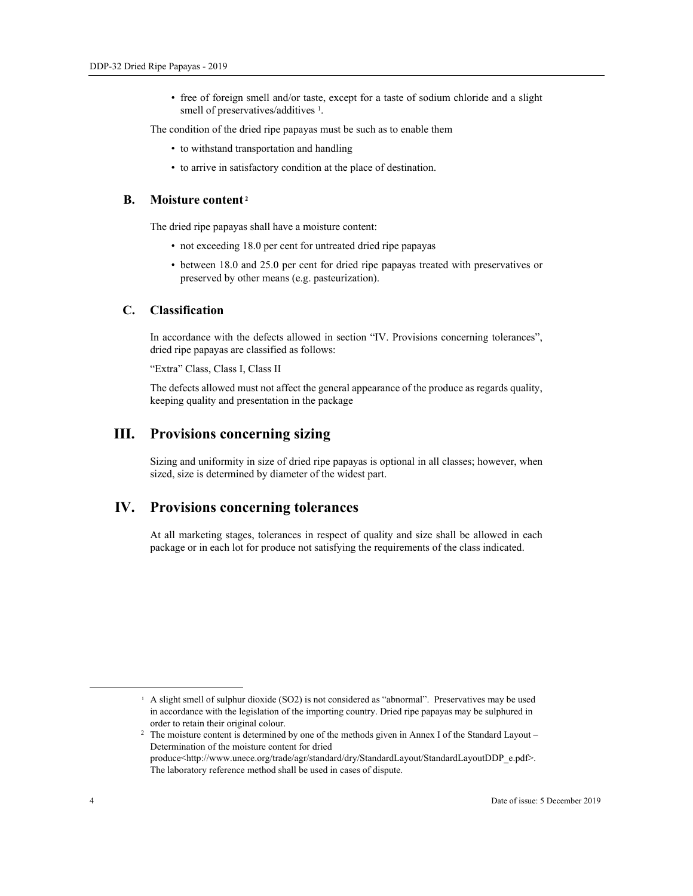- free of foreign smell and/or taste, except for a taste of sodium chloride and a slight smell of preservatives/additives [1].

The condition of the dried ripe papayas must be such as to enable them

- to withstand transportation and handling
- to arrive in satisfactory condition at the place of destination.

### B. Moisture content [2]

The dried ripe papayas shall have a moisture content:

- not exceeding 18.0 per cent for untreated dried ripe papayas
- between 18.0 and 25.0 per cent for dried ripe papayas treated with preservatives or preserved by other means (e.g. pasteurization).

### C. Classification

In accordance with the defects allowed in section "IV. Provisions concerning tolerances", dried ripe papayas are classified as follows:

"Extra" Class, Class I, Class II

The defects allowed must not affect the general appearance of the produce as regards quality, keeping quality and presentation in the package

## III. Provisions concerning sizing

Sizing and uniformity in size of dried ripe papayas is optional in all classes; however, when sized, size is determined by diameter of the widest part.

## IV. Provisions concerning tolerances

At all marketing stages, tolerances in respect of quality and size shall be allowed in each package or in each lot for produce not satisfying the requirements of the class indicated.

---

[1] A slight smell of sulphur dioxide ($SO_2$) is not considered as "abnormal". Preservatives may be used in accordance with the legislation of the importing country. Dried ripe papayas may be sulphured in order to retain their original colour.

[2] The moisture content is determined by one of the methods given in Annex I of the Standard Layout – Determination of the moisture content for dried produce<http://www.unece.org/trade/agr/standard/dry/StandardLayout/StandardLayoutDDP_e.pdf>. The laboratory reference method shall be used in cases of dispute.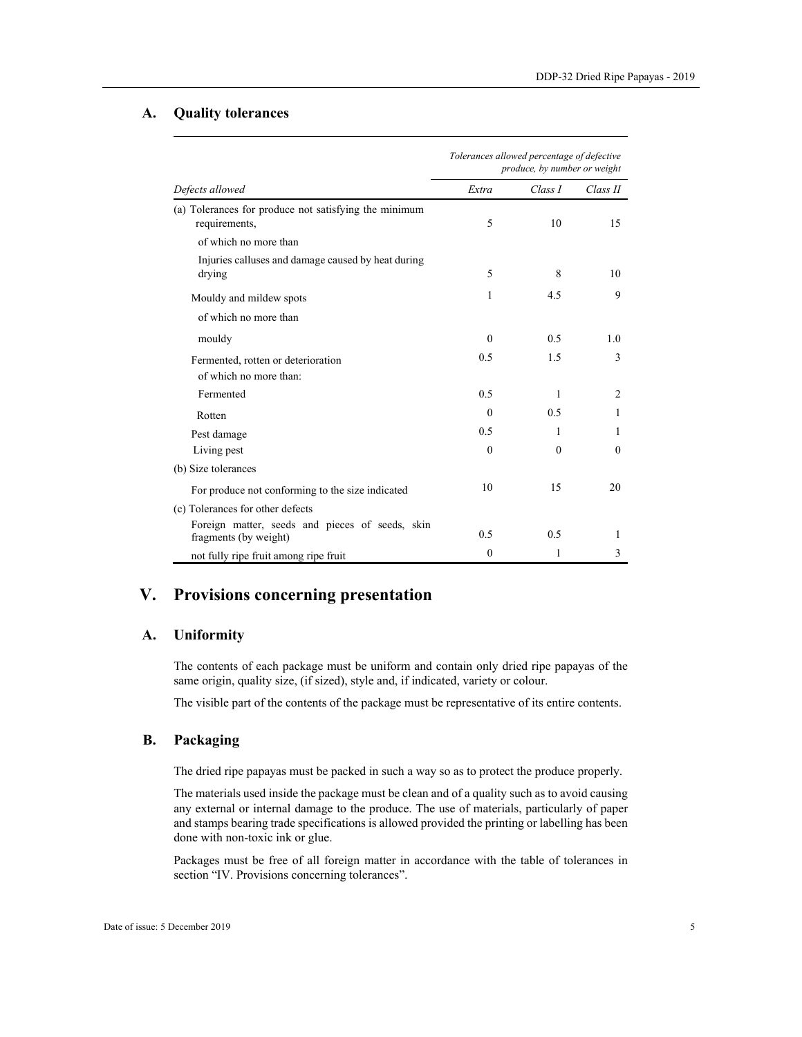### A. Quality tolerances

| Defects allowed | Tolerances allowed percentage of defective produce, by number or weight | | |
|---|---|---|---|
| | *Extra* | *Class I* | *Class II* |
| (a) Tolerances for produce not satisfying the minimum requirements, | 5 | 10 | 15 |
| of which no more than | | | |
| Injuries calluses and damage caused by heat during drying | 5 | 8 | 10 |
| Mouldy and mildew spots | 1 | 4.5 | 9 |
| of which no more than | | | |
| mouldy | 0 | 0.5 | 1.0 |
| Fermented, rotten or deterioration of which no more than: | 0.5 | 1.5 | 3 |
| Fermented | 0.5 | 1 | 2 |
| Rotten | 0 | 0.5 | 1 |
| Pest damage | 0.5 | 1 | 1 |
| Living pest | 0 | 0 | 0 |
| (b) Size tolerances | | | |
| For produce not conforming to the size indicated | 10 | 15 | 20 |
| (c) Tolerances for other defects | | | |
| Foreign matter, seeds and pieces of seeds, skin fragments (by weight) | 0.5 | 0.5 | 1 |
| not fully ripe fruit among ripe fruit | 0 | 1 | 3 |

## V. Provisions concerning presentation

### A. Uniformity

The contents of each package must be uniform and contain only dried ripe papayas of the same origin, quality size, (if sized), style and, if indicated, variety or colour.

The visible part of the contents of the package must be representative of its entire contents.

### B. Packaging

The dried ripe papayas must be packed in such a way so as to protect the produce properly.

The materials used inside the package must be clean and of a quality such as to avoid causing any external or internal damage to the produce. The use of materials, particularly of paper and stamps bearing trade specifications is allowed provided the printing or labelling has been done with non-toxic ink or glue.

Packages must be free of all foreign matter in accordance with the table of tolerances in section "IV. Provisions concerning tolerances".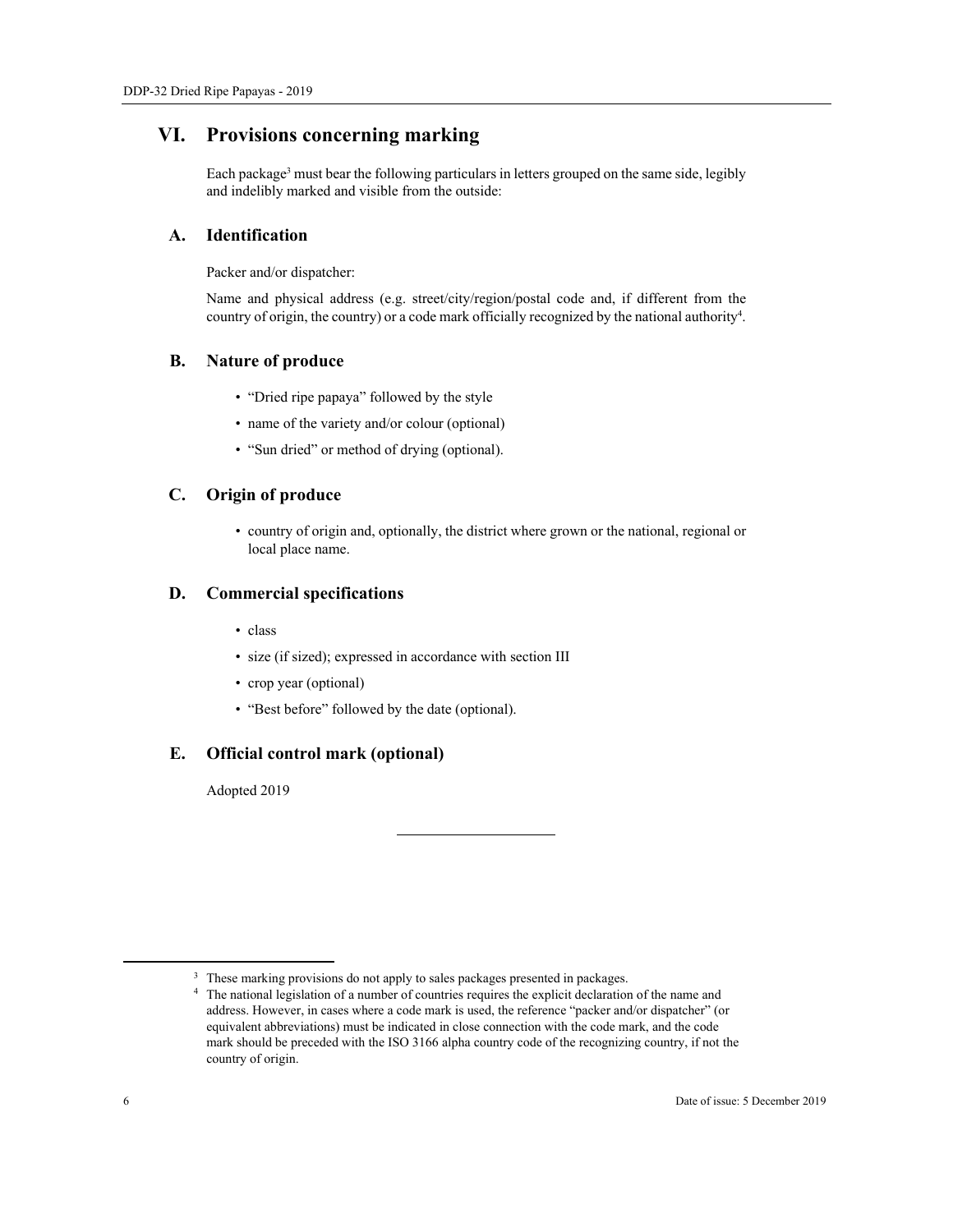## VI. Provisions concerning marking

Each package[3] must bear the following particulars in letters grouped on the same side, legibly and indelibly marked and visible from the outside:

### A. Identification

Packer and/or dispatcher:

Name and physical address (e.g. street/city/region/postal code and, if different from the country of origin, the country) or a code mark officially recognized by the national authority[4].

### B. Nature of produce

- "Dried ripe papaya" followed by the style
- name of the variety and/or colour (optional)
- "Sun dried" or method of drying (optional).

### C. Origin of produce

- country of origin and, optionally, the district where grown or the national, regional or local place name.

### D. Commercial specifications

- class
- size (if sized); expressed in accordance with section III
- crop year (optional)
- "Best before" followed by the date (optional).

### E. Official control mark (optional)

Adopted 2019

---

[3] These marking provisions do not apply to sales packages presented in packages.

[4] The national legislation of a number of countries requires the explicit declaration of the name and address. However, in cases where a code mark is used, the reference "packer and/or dispatcher" (or equivalent abbreviations) must be indicated in close connection with the code mark, and the code mark should be preceded with the ISO 3166 alpha country code of the recognizing country, if not the country of origin.